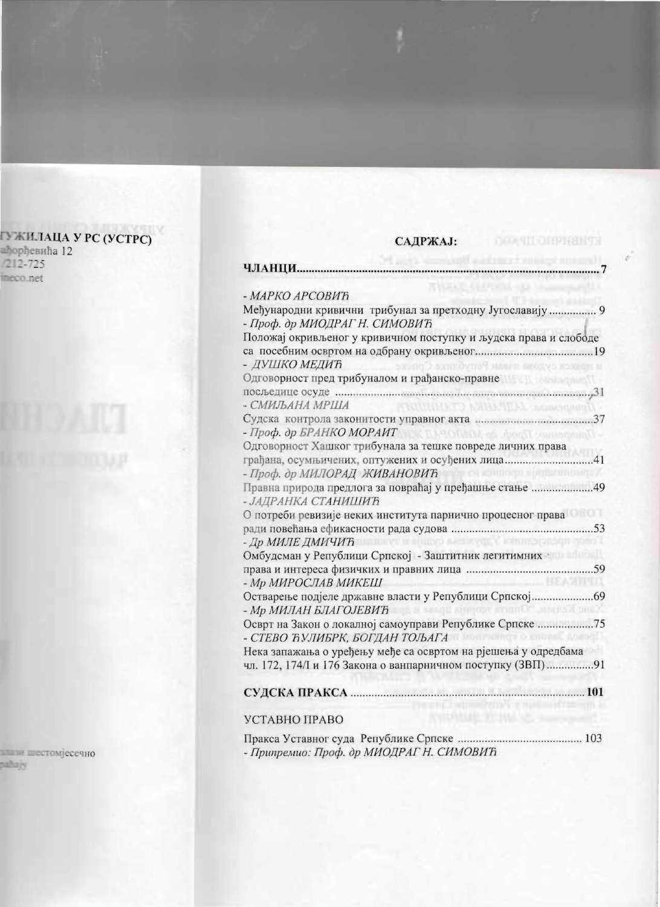ТУЖИЛАЦА У РС (УСТРС)
ађорђевића 12
/212-725
ineco.net

## САДРЖАЈ:

**ЧЛАНЦИ** .......................................................................................... **7**

*- МАРКО АРСОВИЋ*
Међународни кривични трибунал за претходну Југославију ................ 9

*- Проф. др МИОДРАГ Н. СИМОВИЋ*
Положај окривљеног у кривичном поступку и људска права и слободе са посебним освртом на одбрану окривљеног........................................19

*- ДУШКО МЕДИЋ*
Одговорност пред трибуналом и грађанско-правне посљедице осуде ........................................................................................31

*- СМИЉАНА МРША*
Судска контрола законитости управног акта .......................................37

*- Проф. др БРАНКО МОРАИТ*
Одговорност Хашког трибунала за тешке повреде личних права грађана, осумњичених, оптужених и осуђених лица.............................41

*- Проф. др МИЛОРАД ЖИВАНОВИЋ*
Правна природа предлога за повраћај у пређашње стање ...................49

*- ЈАДРАНКА СТАНИШИЋ*
О потреби ревизије неких института парнично процесног права ради повећања ефикасности рада судова ................................................53

*- Др МИЛЕ ДМИЧИЋ*
Омбудсман у Републици Српској - Заштитник легитимних права и интереса физичких и правних лица ..........................................59

*- Мр МИРОСЛАВ МИКЕШ*
Остварење подјеле државне власти у Републици Српској....................69

*- Мр МИЛАН БЛАГОЈЕВИЋ*
Осврт на Закон о локалној самоуправи Републике Српске ..................75

*- СТЕВО ЂУЛИБРК, БОГДАН ТОЉАГА*
Нека запажања о уређењу међе са освртом на рјешења у одредбама чл. 172, 174/I и 176 Закона о ванпарничном поступку (ЗВП) ...............91

**СУДСКА ПРАКСА** .............................................................................. **101**

УСТАВНО ПРАВО

Пракса Уставног суда Републике Српске ......................................... 103
*- Припремио: Проф. др МИОДРАГ Н. СИМОВИЋ*

излази шестомјесечно
раћају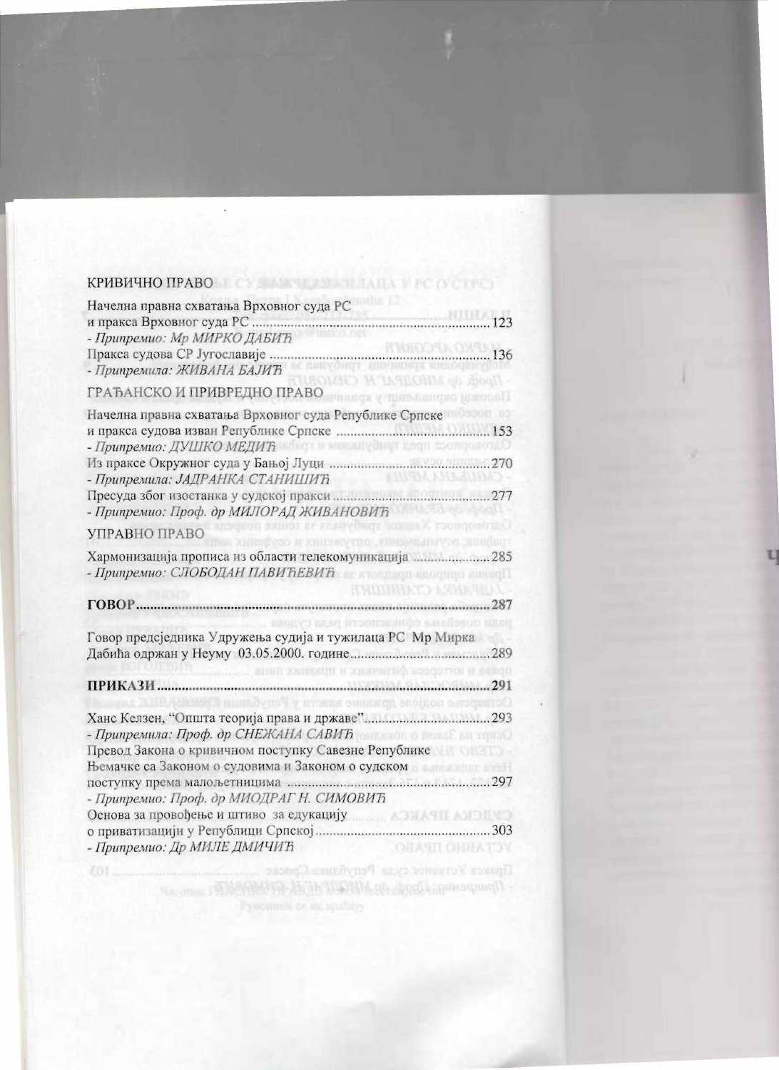## КРИВИЧНО ПРАВО

Начелна правна схватања Врховног суда РС и пракса Врховног суда РС ........................................................ 123

*- Припремио: Мр МИРКО ДАБИЋ*

Пракса судова СР Југославије ........................................................ 136

*- Припремила: ЖИВАНА БАЈИЋ*

## ГРАЂАНСКО И ПРИВРЕДНО ПРАВО

Начелна правна схватања Врховног суда Републике Српске и пракса судова изван Републике Српске ........................................................ 153

*- Припремио: ДУШКО МЕДИЋ*

Из праксе Окружног суда у Бањој Луци ........................................................ 270

*- Припремила: ЈАДРАНКА СТАНИШИЋ*

Пресуда због изостанка у судској пракси ........................................................ 277

*- Припремио: Проф. др МИЛОРАД ЖИВАНОВИЋ*

## УПРАВНО ПРАВО

Хармонизација прописа из области телекомуникација ........................................................ 285

*- Припремио: СЛОБОДАН ПАВИЋЕВИЋ*

## ГОВОР ........................................................ 287

Говор предсједника Удружења судија и тужилаца РС Мр Мирка Дабића одржан у Неуму 03.05.2000. године ........................................................ 289

## ПРИКАЗИ ........................................................ 291

Ханс Келзен, "Општа теорија права и државе" ........................................................ 293

*- Припремила: Проф. др СНЕЖАНА САВИЋ*

Превод Закона о кривичном поступку Савезне Републике Њемачке са Законом о судовима и Законом о судском поступку према малољетницима ........................................................ 297

*- Припремио: Проф. др МИОДРАГ Н. СИМОВИЋ*

Основа за провођење и штиво за едукацију о приватизацији у Републици Српској ........................................................ 303

*- Припремио: Др МИЛЕ ДМИЧИЋ*